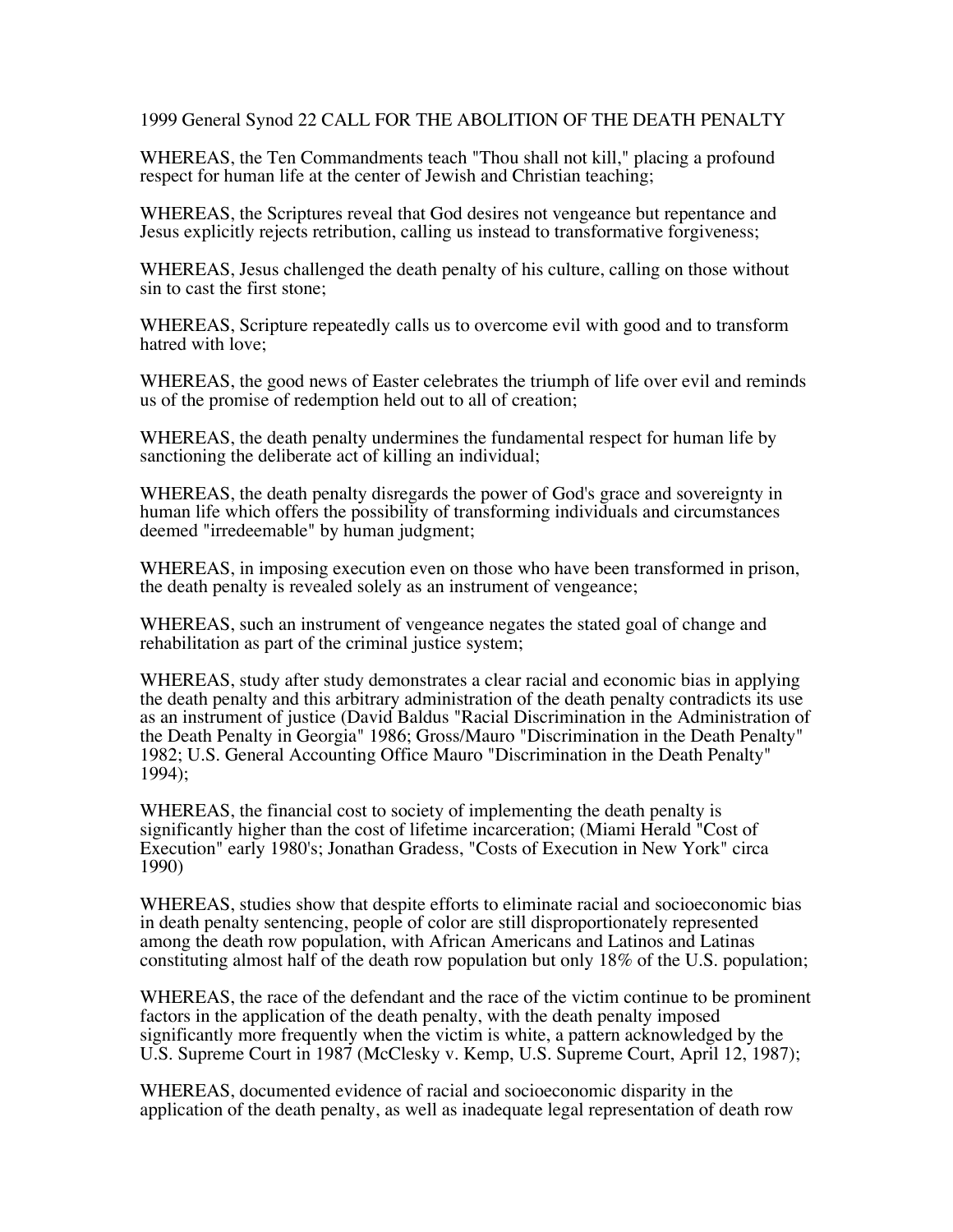# 1999 General Synod 22 CALL FOR THE ABOLITION OF THE DEATH PENALTY

WHEREAS, the Ten Commandments teach "Thou shall not kill," placing a profound respect for human life at the center of Jewish and Christian teaching;

WHEREAS, the Scriptures reveal that God desires not vengeance but repentance and Jesus explicitly rejects retribution, calling us instead to transformative forgiveness;

WHEREAS, Jesus challenged the death penalty of his culture, calling on those without sin to cast the first stone;

WHEREAS, Scripture repeatedly calls us to overcome evil with good and to transform hatred with love;

WHEREAS, the good news of Easter celebrates the triumph of life over evil and reminds us of the promise of redemption held out to all of creation;

WHEREAS, the death penalty undermines the fundamental respect for human life by sanctioning the deliberate act of killing an individual;

WHEREAS, the death penalty disregards the power of God's grace and sovereignty in human life which offers the possibility of transforming individuals and circumstances deemed "irredeemable" by human judgment;

WHEREAS, in imposing execution even on those who have been transformed in prison, the death penalty is revealed solely as an instrument of vengeance;

WHEREAS, such an instrument of vengeance negates the stated goal of change and rehabilitation as part of the criminal justice system;

WHEREAS, study after study demonstrates a clear racial and economic bias in applying the death penalty and this arbitrary administration of the death penalty contradicts its use as an instrument of justice (David Baldus "Racial Discrimination in the Administration of the Death Penalty in Georgia" 1986; Gross/Mauro "Discrimination in the Death Penalty" 1982; U.S. General Accounting Office Mauro "Discrimination in the Death Penalty" 1994);

WHEREAS, the financial cost to society of implementing the death penalty is significantly higher than the cost of lifetime incarceration; (Miami Herald "Cost of Execution" early 1980's; Jonathan Gradess, "Costs of Execution in New York" circa 1990)

WHEREAS, studies show that despite efforts to eliminate racial and socioeconomic bias in death penalty sentencing, people of color are still disproportionately represented among the death row population, with African Americans and Latinos and Latinas constituting almost half of the death row population but only 18% of the U.S. population;

WHEREAS, the race of the defendant and the race of the victim continue to be prominent factors in the application of the death penalty, with the death penalty imposed significantly more frequently when the victim is white, a pattern acknowledged by the U.S. Supreme Court in 1987 (McClesky v. Kemp, U.S. Supreme Court, April 12, 1987);

WHEREAS, documented evidence of racial and socioeconomic disparity in the application of the death penalty, as well as inadequate legal representation of death row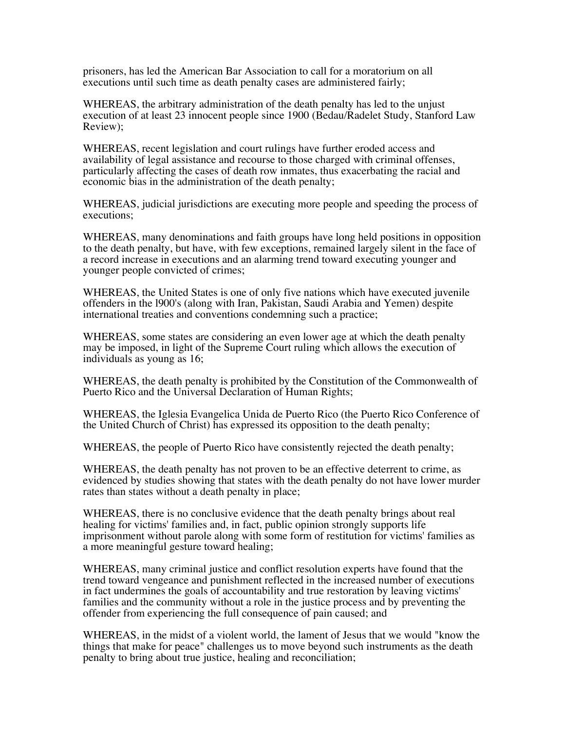prisoners, has led the American Bar Association to call for a moratorium on all executions until such time as death penalty cases are administered fairly;

WHEREAS, the arbitrary administration of the death penalty has led to the unjust execution of at least 23 innocent people since 1900 (Bedau/Radelet Study, Stanford Law Review);

WHEREAS, recent legislation and court rulings have further eroded access and availability of legal assistance and recourse to those charged with criminal offenses, particularly affecting the cases of death row inmates, thus exacerbating the racial and economic bias in the administration of the death penalty;

WHEREAS, judicial jurisdictions are executing more people and speeding the process of executions;

WHEREAS, many denominations and faith groups have long held positions in opposition to the death penalty, but have, with few exceptions, remained largely silent in the face of a record increase in executions and an alarming trend toward executing younger and younger people convicted of crimes;

WHEREAS, the United States is one of only five nations which have executed juvenile offenders in the l900's (along with Iran, Pakistan, Saudi Arabia and Yemen) despite international treaties and conventions condemning such a practice;

WHEREAS, some states are considering an even lower age at which the death penalty may be imposed, in light of the Supreme Court ruling which allows the execution of individuals as young as 16;

WHEREAS, the death penalty is prohibited by the Constitution of the Commonwealth of Puerto Rico and the Universal Declaration of Human Rights;

WHEREAS, the Iglesia Evangelica Unida de Puerto Rico (the Puerto Rico Conference of the United Church of Christ) has expressed its opposition to the death penalty;

WHEREAS, the people of Puerto Rico have consistently rejected the death penalty;

WHEREAS, the death penalty has not proven to be an effective deterrent to crime, as evidenced by studies showing that states with the death penalty do not have lower murder rates than states without a death penalty in place;

WHEREAS, there is no conclusive evidence that the death penalty brings about real healing for victims' families and, in fact, public opinion strongly supports life imprisonment without parole along with some form of restitution for victims' families as a more meaningful gesture toward healing;

WHEREAS, many criminal justice and conflict resolution experts have found that the trend toward vengeance and punishment reflected in the increased number of executions in fact undermines the goals of accountability and true restoration by leaving victims' families and the community without a role in the justice process and by preventing the offender from experiencing the full consequence of pain caused; and

WHEREAS, in the midst of a violent world, the lament of Jesus that we would "know the things that make for peace" challenges us to move beyond such instruments as the death penalty to bring about true justice, healing and reconciliation;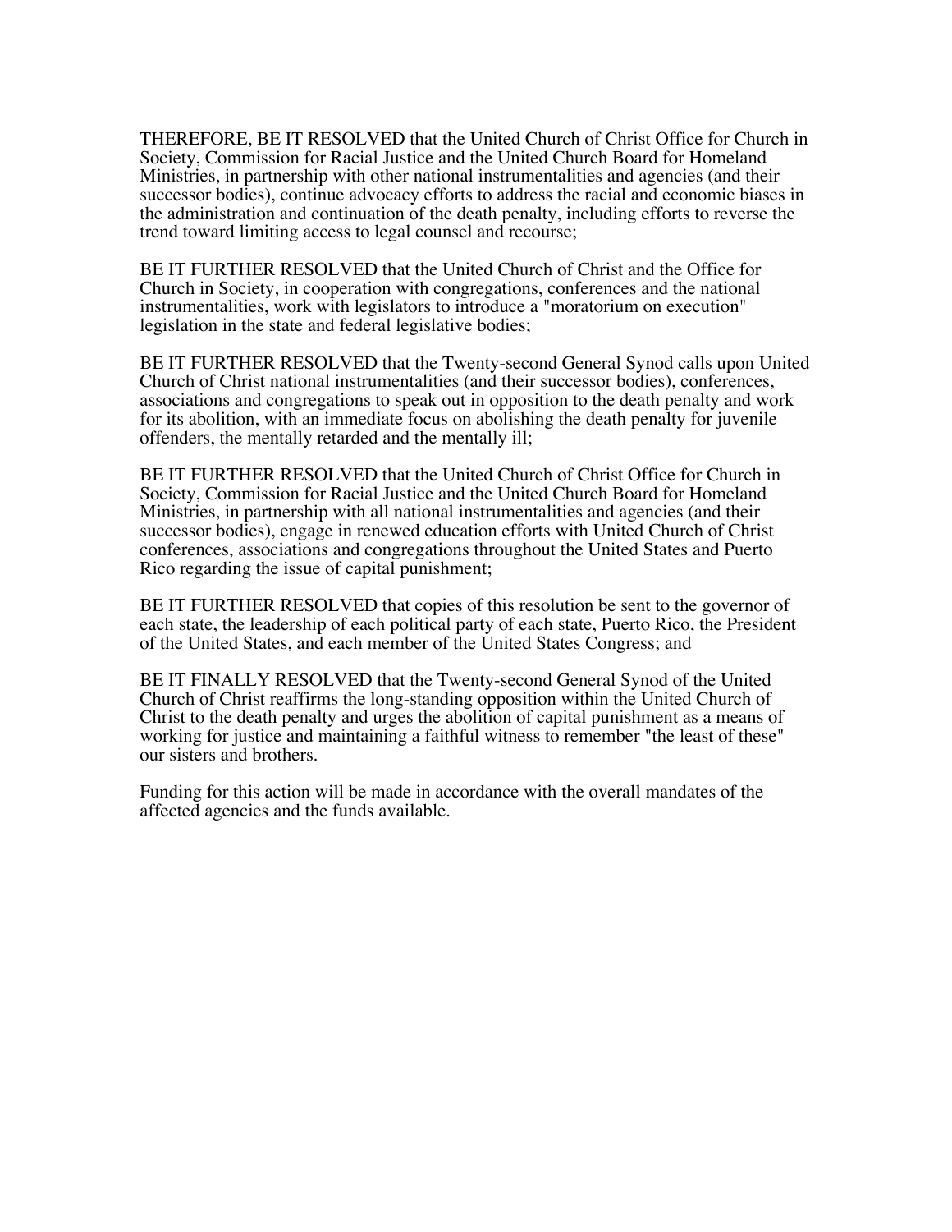THEREFORE, BE IT RESOLVED that the United Church of Christ Office for Church in Society, Commission for Racial Justice and the United Church Board for Homeland Ministries, in partnership with other national instrumentalities and agencies (and their successor bodies), continue advocacy efforts to address the racial and economic biases in the administration and continuation of the death penalty, including efforts to reverse the trend toward limiting access to legal counsel and recourse;

BE IT FURTHER RESOLVED that the United Church of Christ and the Office for Church in Society, in cooperation with congregations, conferences and the national instrumentalities, work with legislators to introduce a "moratorium on execution" legislation in the state and federal legislative bodies;

BE IT FURTHER RESOLVED that the Twenty-second General Synod calls upon United Church of Christ national instrumentalities (and their successor bodies), conferences, associations and congregations to speak out in opposition to the death penalty and work for its abolition, with an immediate focus on abolishing the death penalty for juvenile offenders, the mentally retarded and the mentally ill;

BE IT FURTHER RESOLVED that the United Church of Christ Office for Church in Society, Commission for Racial Justice and the United Church Board for Homeland Ministries, in partnership with all national instrumentalities and agencies (and their successor bodies), engage in renewed education efforts with United Church of Christ conferences, associations and congregations throughout the United States and Puerto Rico regarding the issue of capital punishment;

BE IT FURTHER RESOLVED that copies of this resolution be sent to the governor of each state, the leadership of each political party of each state, Puerto Rico, the President of the United States, and each member of the United States Congress; and

BE IT FINALLY RESOLVED that the Twenty-second General Synod of the United Church of Christ reaffirms the long-standing opposition within the United Church of Christ to the death penalty and urges the abolition of capital punishment as a means of working for justice and maintaining a faithful witness to remember "the least of these" our sisters and brothers.

Funding for this action will be made in accordance with the overall mandates of the affected agencies and the funds available.